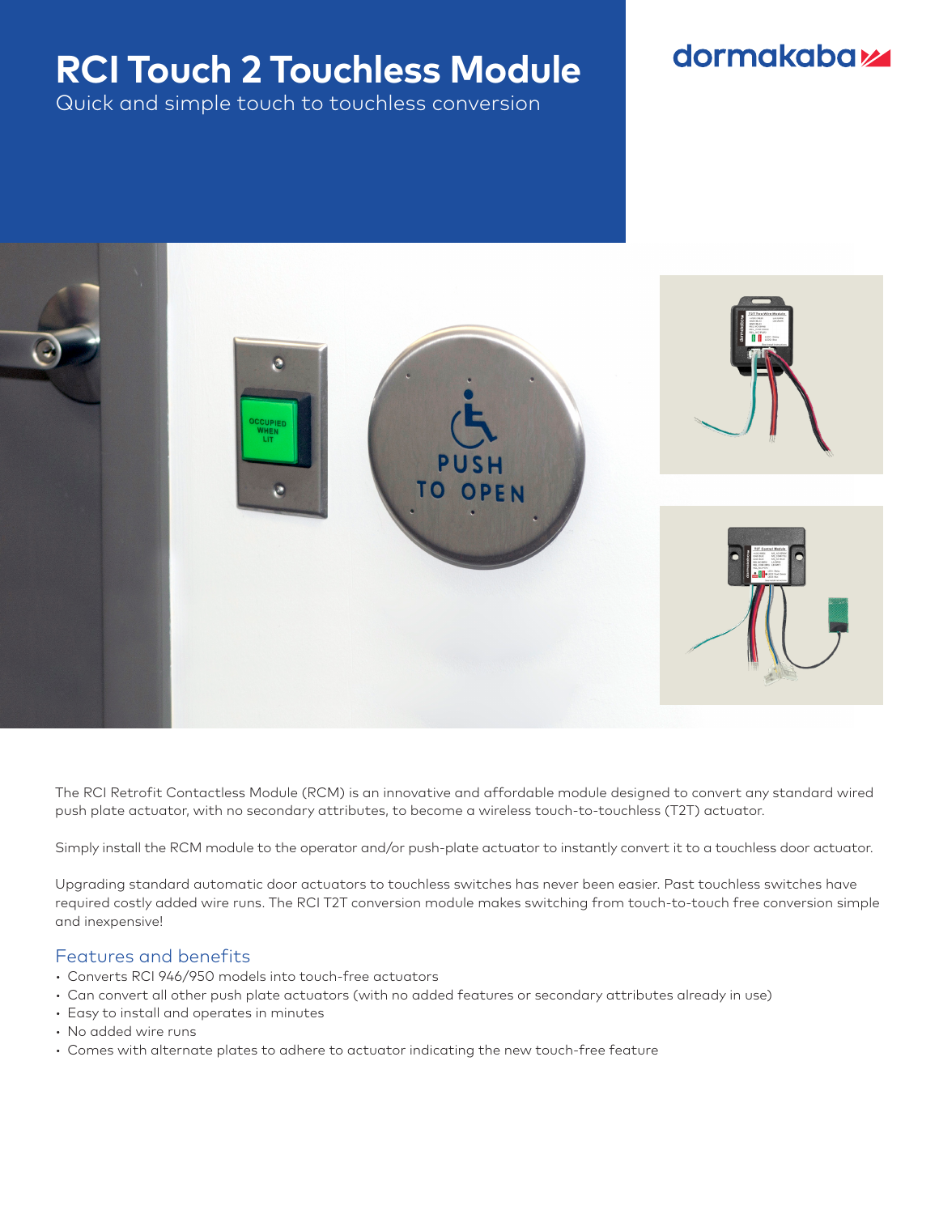# RCI Touch 2 Touchless Module

Quick and simple touch to touchless conversion

dormakaba

The RCI Retrofit Contactless Module (RCM) is an innovative and affordable module designed to convert any standard wired push plate actuator, with no secondary attributes, to become a wireless touch-to-touchless (T2T) actuator.

Simply install the RCM module to the operator and/or push-plate actuator to instantly convert it to a touchless door actuator.

Upgrading standard automatic door actuators to touchless switches has never been easier. Past touchless switches have required costly added wire runs. The RCI T2T conversion module makes switching from touch-to-touch free conversion simple and inexpensive!

## Features and benefits

- Converts RCI 946/950 models into touch-free actuators
- Can convert all other push plate actuators (with no added features or secondary attributes already in use)
- Easy to install and operates in minutes
- No added wire runs
- Comes with alternate plates to adhere to actuator indicating the new touch-free feature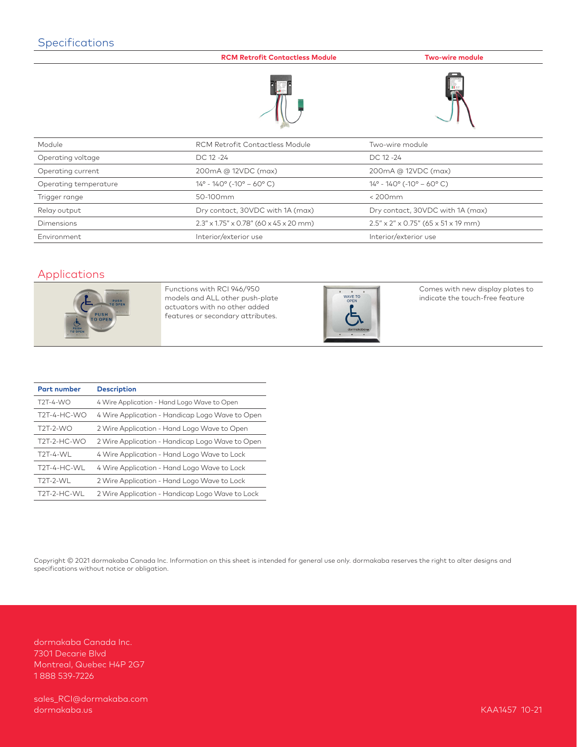## Specifications

| | RCM Retrofit Contactless Module | Two-wire module |
|---|---|---|
| Module | RCM Retrofit Contactless Module | Two-wire module |
| Operating voltage | DC 12 -24 | DC 12 -24 |
| Operating current | 200mA @ 12VDC (max) | 200mA @ 12VDC (max) |
| Operating temperature | 14° - 140° (-10° – 60° C) | 14° - 140° (-10° – 60° C) |
| Trigger range | 50-100mm | < 200mm |
| Relay output | Dry contact, 30VDC with 1A (max) | Dry contact, 30VDC with 1A (max) |
| Dimensions | 2.3" x 1.75" x 0.78" (60 x 45 x 20 mm) | 2.5" x 2" x 0.75" (65 x 51 x 19 mm) |
| Environment | Interior/exterior use | Interior/exterior use |

## Applications

Functions with RCI 946/950 models and ALL other push-plate actuators with no other added features or secondary attributes.

Comes with new display plates to indicate the touch-free feature

| Part number | Description |
|---|---|
| T2T-4-WO | 4 Wire Application - Hand Logo Wave to Open |
| T2T-4-HC-WO | 4 Wire Application - Handicap Logo Wave to Open |
| T2T-2-WO | 2 Wire Application - Hand Logo Wave to Open |
| T2T-2-HC-WO | 2 Wire Application - Handicap Logo Wave to Open |
| T2T-4-WL | 4 Wire Application - Hand Logo Wave to Lock |
| T2T-4-HC-WL | 4 Wire Application - Hand Logo Wave to Lock |
| T2T-2-WL | 2 Wire Application - Hand Logo Wave to Lock |
| T2T-2-HC-WL | 2 Wire Application - Handicap Logo Wave to Lock |

Copyright © 2021 dormakaba Canada Inc. Information on this sheet is intended for general use only. dormakaba reserves the right to alter designs and specifications without notice or obligation.

dormakaba Canada Inc.
7301 Decarie Blvd
Montreal, Quebec H4P 2G7
1 888 539-7226

sales_RCI@dormakaba.com
dormakaba.us

KAA1457 10-21